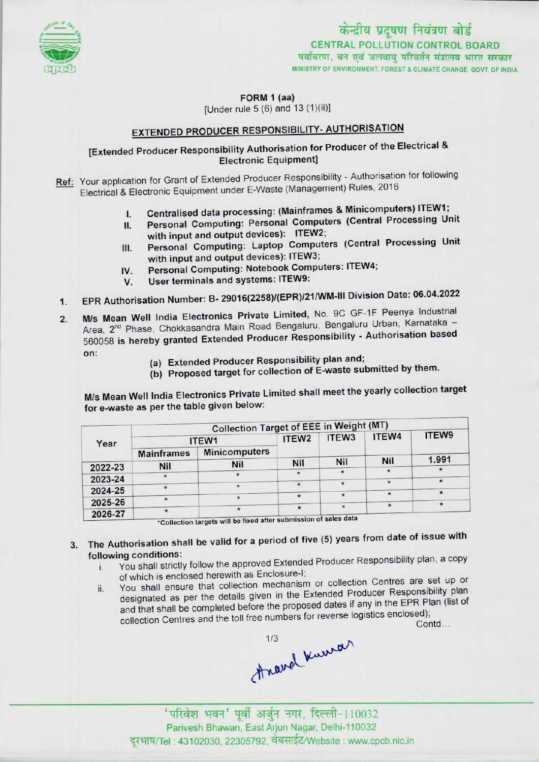केन्द्रीय प्रदूषण नियंत्रण बोर्ड
CENTRAL POLLUTION CONTROL BOARD
पर्यावरण, वन एवं जलवायु परिवर्तन मंत्रालय भारत सरकार
MINISTRY OF ENVIRONMENT, FOREST & CLIMATE CHANGE GOVT. OF INDIA

**FORM 1 (aa)**
[Under rule 5 (6) and 13 (1)(ii)]

## EXTENDED PRODUCER RESPONSIBILITY- AUTHORISATION

**[Extended Producer Responsibility Authorisation for Producer of the Electrical & Electronic Equipment]**

Ref: Your application for Grant of Extended Producer Responsibility - Authorisation for following Electrical & Electronic Equipment under E-Waste (Management) Rules, 2016

I. Centralised data processing: (Mainframes & Minicomputers) ITEW1;
II. Personal Computing: Personal Computers (Central Processing Unit with input and output devices): ITEW2;
III. Personal Computing: Laptop Computers (Central Processing Unit with input and output devices): ITEW3;
IV. Personal Computing: Notebook Computers: ITEW4;
V. User terminals and systems: ITEW9:

1. EPR Authorisation Number: B- 29016(2258)/(EPR)/21/WM-III Division Date: 06.04.2022

2. M/s Mean Well India Electronics Private Limited, No. 9C GF-1F Peenya Industrial Area, 2nd Phase, Chokkasandra Main Road Bengaluru, Bengaluru Urban, Karnataka – 560058 is hereby granted Extended Producer Responsibility - Authorisation based on:
   (a) Extended Producer Responsibility plan and;
   (b) Proposed target for collection of E-waste submitted by them.

M/s Mean Well India Electronics Private Limited shall meet the yearly collection target for e-waste as per the table given below:

| Year | Collection Target of EEE in Weight (MT) | | | | | |
|---|---|---|---|---|---|---|
| | ITEW1 | | ITEW2 | ITEW3 | ITEW4 | ITEW9 |
| | Mainframes | Minicomputers | | | | |
| 2022-23 | Nil | Nil | Nil | Nil | Nil | 1.991 |
| 2023-24 | * | * | * | * | * | * |
| 2024-25 | * | * | * | * | * | * |
| 2025-26 | * | * | * | * | * | * |
| 2026-27 | * | * | * | * | * | * |

*Collection targets will be fixed after submission of sales data

3. The Authorisation shall be valid for a period of five (5) years from date of issue with following conditions:
   i. You shall strictly follow the approved Extended Producer Responsibility plan, a copy of which is enclosed herewith as Enclosure-I;
   ii. You shall ensure that collection mechanism or collection Centres are set up or designated as per the details given in the Extended Producer Responsibility plan and that shall be completed before the proposed dates if any in the EPR Plan (list of collection Centres and the toll free numbers for reverse logistics enclosed);

Contd...

Anand Kumar

'परिवेश भवन' पूर्वी अर्जुन नगर, दिल्ली-110032
Parivesh Bhawan, East Arjun Nagar, Delhi-110032
दूरभाष/Tel : 43102030, 22305792, वेबसाईट/Website : www.cpcb.nic.in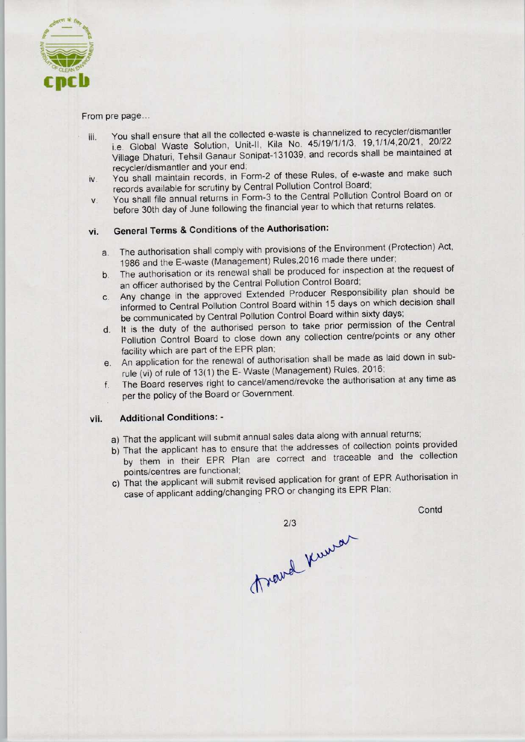From pre page...

iii. You shall ensure that all the collected e-waste is channelized to recycler/dismantler i.e. Global Waste Solution, Unit-II, Kila No. 45/19/1/1/3, 19,1/1/4,20/21, 20/22 Village Dhaturi, Tehsil Ganaur Sonipat-131039, and records shall be maintained at recycler/dismantler and your end;

iv. You shall maintain records, in Form-2 of these Rules, of e-waste and make such records available for scrutiny by Central Pollution Control Board;

v. You shall file annual returns in Form-3 to the Central Pollution Control Board on or before 30th day of June following the financial year to which that returns relates.

vi. **General Terms & Conditions of the Authorisation:**

a. The authorisation shall comply with provisions of the Environment (Protection) Act, 1986 and the E-waste (Management) Rules,2016 made there under;

b. The authorisation or its renewal shall be produced for inspection at the request of an officer authorised by the Central Pollution Control Board;

c. Any change in the approved Extended Producer Responsibility plan should be informed to Central Pollution Control Board within 15 days on which decision shall be communicated by Central Pollution Control Board within sixty days;

d. It is the duty of the authorised person to take prior permission of the Central Pollution Control Board to close down any collection centre/points or any other facility which are part of the EPR plan;

e. An application for the renewal of authorisation shall be made as laid down in sub-rule (vi) of rule of 13(1) the E- Waste (Management) Rules, 2016;

f. The Board reserves right to cancel/amend/revoke the authorisation at any time as per the policy of the Board or Government.

vii. **Additional Conditions: -**

a) That the applicant will submit annual sales data along with annual returns;

b) That the applicant has to ensure that the addresses of collection points provided by them in their EPR Plan are correct and traceable and the collection points/centres are functional;

c) That the applicant will submit revised application for grant of EPR Authorisation in case of applicant adding/changing PRO or changing its EPR Plan;

Contd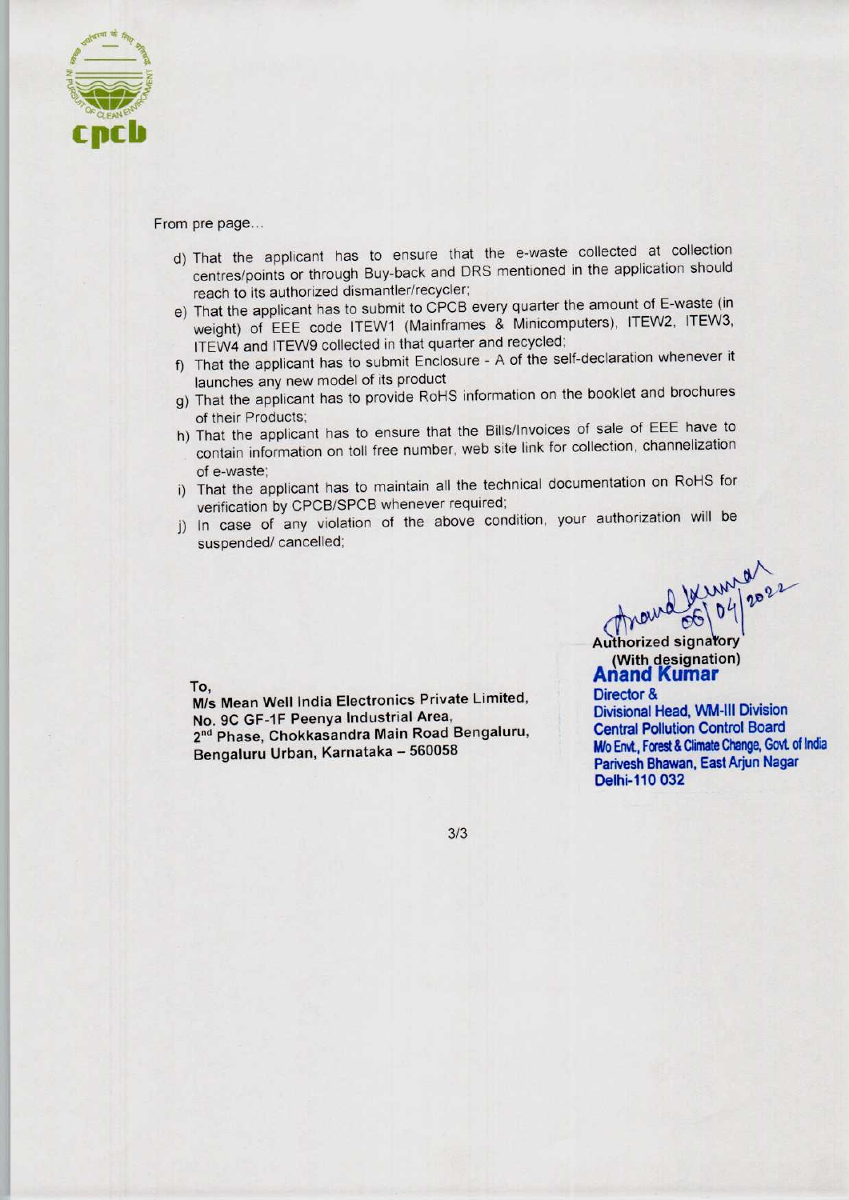From pre page...

d) That the applicant has to ensure that the e-waste collected at collection centres/points or through Buy-back and DRS mentioned in the application should reach to its authorized dismantler/recycler;
e) That the applicant has to submit to CPCB every quarter the amount of E-waste (in weight) of EEE code ITEW1 (Mainframes & Minicomputers), ITEW2, ITEW3, ITEW4 and ITEW9 collected in that quarter and recycled;
f) That the applicant has to submit Enclosure - A of the self-declaration whenever it launches any new model of its product
g) That the applicant has to provide RoHS information on the booklet and brochures of their Products;
h) That the applicant has to ensure that the Bills/Invoices of sale of EEE have to contain information on toll free number, web site link for collection, channelization of e-waste;
i) That the applicant has to maintain all the technical documentation on RoHS for verification by CPCB/SPCB whenever required;
j) In case of any violation of the above condition, your authorization will be suspended/ cancelled;

Anand Kumar 06/04/2022

Authorized signatory
(With designation)
**Anand Kumar**
Director &
Divisional Head, WM-III Division
Central Pollution Control Board
M/o Envt., Forest & Climate Change, Govt. of India
Parivesh Bhawan, East Arjun Nagar
Delhi-110 032

To,
**M/s Mean Well India Electronics Private Limited,**
**No. 9C GF-1F Peenya Industrial Area,**
**2nd Phase, Chokkasandra Main Road Bengaluru,**
**Bengaluru Urban, Karnataka – 560058**